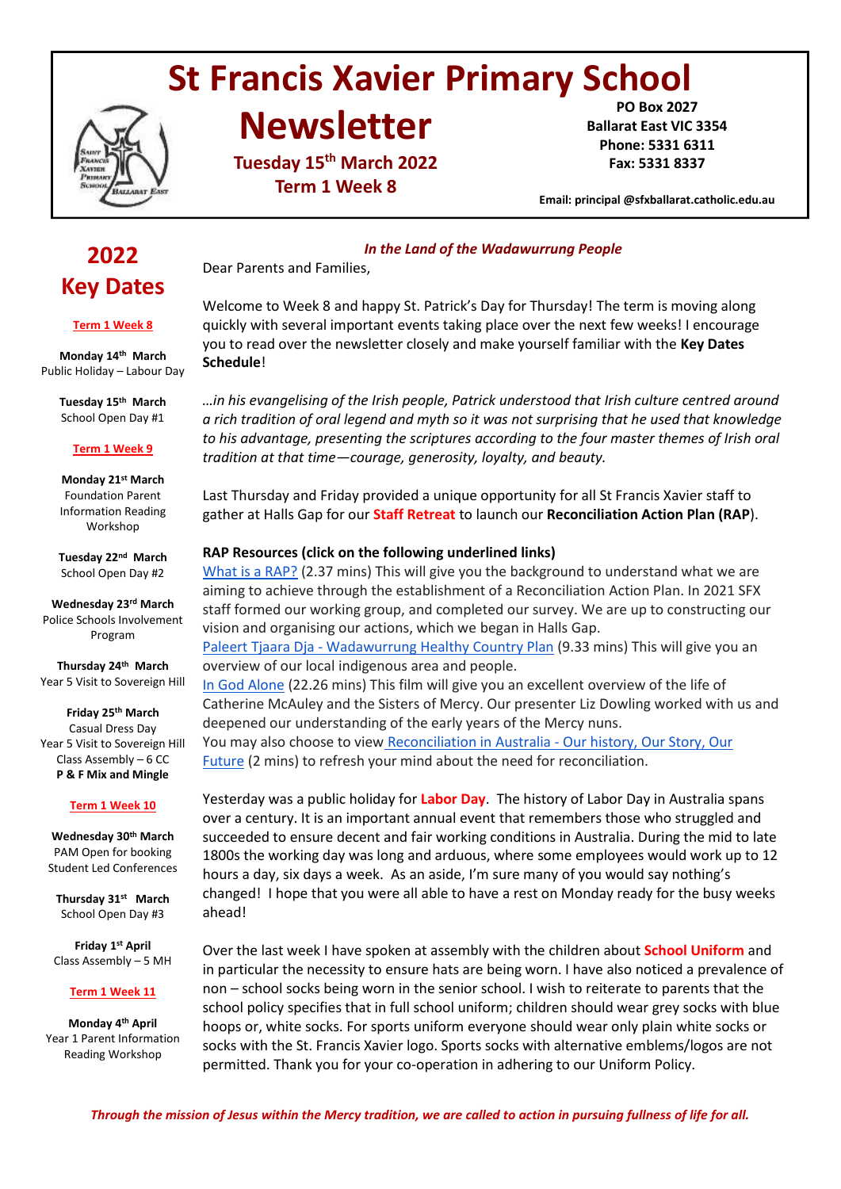# St Francis Xavier Primary School Newsletter

**Tuesday 15th March 2022**
**Term 1 Week 8**

**PO Box 2027**
**Ballarat East VIC 3354**
**Phone: 5331 6311**
**Fax: 5331 8337**

**Email: principal @sfxballarat.catholic.edu.au**

## 2022 Key Dates

**Term 1 Week 8**

**Monday 14th March**
Public Holiday – Labour Day

**Tuesday 15th March**
School Open Day #1

**Term 1 Week 9**

**Monday 21st March**
Foundation Parent Information Reading Workshop

**Tuesday 22nd March**
School Open Day #2

**Wednesday 23rd March**
Police Schools Involvement Program

**Thursday 24th March**
Year 5 Visit to Sovereign Hill

**Friday 25th March**
Casual Dress Day
Year 5 Visit to Sovereign Hill
Class Assembly – 6 CC
**P & F Mix and Mingle**

**Term 1 Week 10**

**Wednesday 30th March**
PAM Open for booking Student Led Conferences

**Thursday 31st March**
School Open Day #3

**Friday 1st April**
Class Assembly – 5 MH

**Term 1 Week 11**

**Monday 4th April**
Year 1 Parent Information Reading Workshop

***In the Land of the Wadawurrung People***

Dear Parents and Families,

Welcome to Week 8 and happy St. Patrick's Day for Thursday! The term is moving along quickly with several important events taking place over the next few weeks! I encourage you to read over the newsletter closely and make yourself familiar with the **Key Dates Schedule**!

*…in his evangelising of the Irish people, Patrick understood that Irish culture centred around a rich tradition of oral legend and myth so it was not surprising that he used that knowledge to his advantage, presenting the scriptures according to the four master themes of Irish oral tradition at that time—courage, generosity, loyalty, and beauty.*

Last Thursday and Friday provided a unique opportunity for all St Francis Xavier staff to gather at Halls Gap for our **Staff Retreat** to launch our **Reconciliation Action Plan (RAP)**.

**RAP Resources (click on the following underlined links)**

What is a RAP? (2.37 mins) This will give you the background to understand what we are aiming to achieve through the establishment of a Reconciliation Action Plan. In 2021 SFX staff formed our working group, and completed our survey. We are up to constructing our vision and organising our actions, which we began in Halls Gap.

Paleert Tjaara Dja - Wadawurrung Healthy Country Plan (9.33 mins) This will give you an overview of our local indigenous area and people.

In God Alone (22.26 mins) This film will give you an excellent overview of the life of Catherine McAuley and the Sisters of Mercy. Our presenter Liz Dowling worked with us and deepened our understanding of the early years of the Mercy nuns.

You may also choose to view Reconciliation in Australia - Our history, Our Story, Our Future (2 mins) to refresh your mind about the need for reconciliation.

Yesterday was a public holiday for **Labor Day**. The history of Labor Day in Australia spans over a century. It is an important annual event that remembers those who struggled and succeeded to ensure decent and fair working conditions in Australia. During the mid to late 1800s the working day was long and arduous, where some employees would work up to 12 hours a day, six days a week. As an aside, I'm sure many of you would say nothing's changed! I hope that you were all able to have a rest on Monday ready for the busy weeks ahead!

Over the last week I have spoken at assembly with the children about **School Uniform** and in particular the necessity to ensure hats are being worn. I have also noticed a prevalence of non – school socks being worn in the senior school. I wish to reiterate to parents that the school policy specifies that in full school uniform; children should wear grey socks with blue hoops or, white socks. For sports uniform everyone should wear only plain white socks or socks with the St. Francis Xavier logo. Sports socks with alternative emblems/logos are not permitted. Thank you for your co-operation in adhering to our Uniform Policy.

***Through the mission of Jesus within the Mercy tradition, we are called to action in pursuing fullness of life for all.***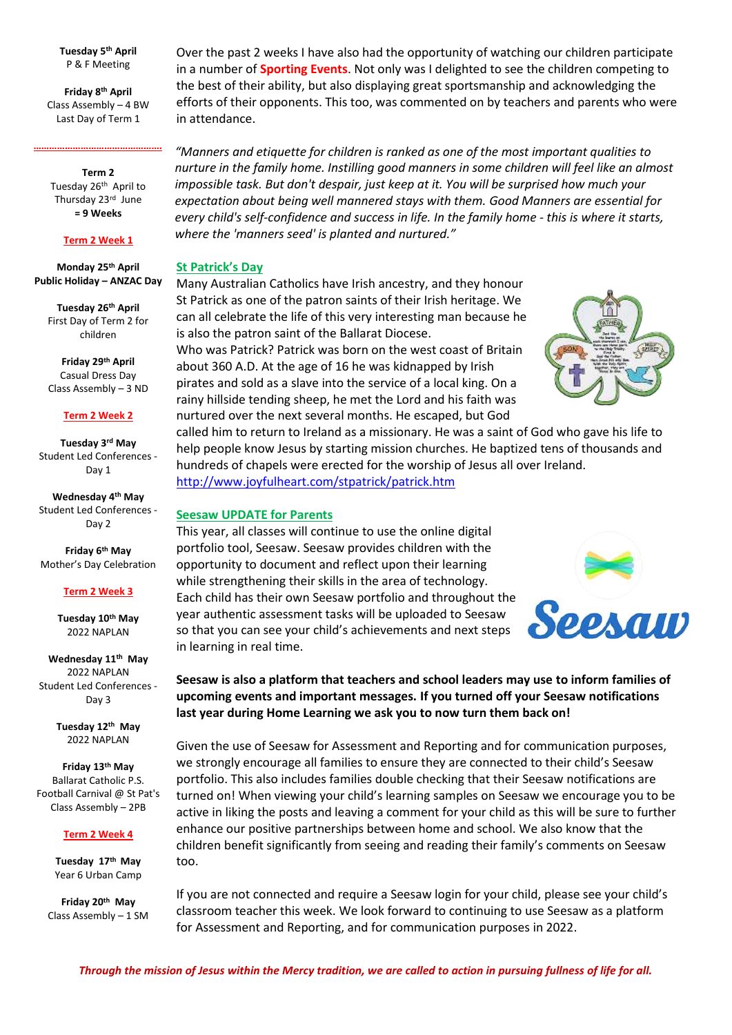**Tuesday 5th April**
P & F Meeting

**Friday 8th April**
Class Assembly – 4 BW
Last Day of Term 1

---

**Term 2**
Tuesday 26th April to Thursday 23rd June
**= 9 Weeks**

**Term 2 Week 1**

**Monday 25th April**
**Public Holiday – ANZAC Day**

**Tuesday 26th April**
First Day of Term 2 for children

**Friday 29th April**
Casual Dress Day
Class Assembly – 3 ND

**Term 2 Week 2**

**Tuesday 3rd May**
Student Led Conferences - Day 1

**Wednesday 4th May**
Student Led Conferences - Day 2

**Friday 6th May**
Mother's Day Celebration

**Term 2 Week 3**

**Tuesday 10th May**
2022 NAPLAN

**Wednesday 11th May**
2022 NAPLAN
Student Led Conferences - Day 3

**Tuesday 12th May**
2022 NAPLAN

**Friday 13th May**
Ballarat Catholic P.S. Football Carnival @ St Pat's
Class Assembly – 2PB

**Term 2 Week 4**

**Tuesday 17th May**
Year 6 Urban Camp

**Friday 20th May**
Class Assembly – 1 SM

Over the past 2 weeks I have also had the opportunity of watching our children participate in a number of **Sporting Events**. Not only was I delighted to see the children competing to the best of their ability, but also displaying great sportsmanship and acknowledging the efforts of their opponents. This too, was commented on by teachers and parents who were in attendance.

*"Manners and etiquette for children is ranked as one of the most important qualities to nurture in the family home. Instilling good manners in some children will feel like an almost impossible task. But don't despair, just keep at it. You will be surprised how much your expectation about being well mannered stays with them. Good Manners are essential for every child's self-confidence and success in life. In the family home - this is where it starts, where the 'manners seed' is planted and nurtured."*

## St Patrick's Day

Many Australian Catholics have Irish ancestry, and they honour St Patrick as one of the patron saints of their Irish heritage. We can all celebrate the life of this very interesting man because he is also the patron saint of the Ballarat Diocese.
Who was Patrick? Patrick was born on the west coast of Britain about 360 A.D. At the age of 16 he was kidnapped by Irish pirates and sold as a slave into the service of a local king. On a rainy hillside tending sheep, he met the Lord and his faith was nurtured over the next several months. He escaped, but God called him to return to Ireland as a missionary. He was a saint of God who gave his life to help people know Jesus by starting mission churches. He baptized tens of thousands and hundreds of chapels were erected for the worship of Jesus all over Ireland.
http://www.joyfulheart.com/stpatrick/patrick.htm

## Seesaw UPDATE for Parents

This year, all classes will continue to use the online digital portfolio tool, Seesaw. Seesaw provides children with the opportunity to document and reflect upon their learning while strengthening their skills in the area of technology. Each child has their own Seesaw portfolio and throughout the year authentic assessment tasks will be uploaded to Seesaw so that you can see your child's achievements and next steps in learning in real time.

**Seesaw is also a platform that teachers and school leaders may use to inform families of upcoming events and important messages. If you turned off your Seesaw notifications last year during Home Learning we ask you to now turn them back on!**

Given the use of Seesaw for Assessment and Reporting and for communication purposes, we strongly encourage all families to ensure they are connected to their child's Seesaw portfolio. This also includes families double checking that their Seesaw notifications are turned on! When viewing your child's learning samples on Seesaw we encourage you to be active in liking the posts and leaving a comment for your child as this will be sure to further enhance our positive partnerships between home and school. We also know that the children benefit significantly from seeing and reading their family's comments on Seesaw too.

If you are not connected and require a Seesaw login for your child, please see your child's classroom teacher this week. We look forward to continuing to use Seesaw as a platform for Assessment and Reporting, and for communication purposes in 2022.

***Through the mission of Jesus within the Mercy tradition, we are called to action in pursuing fullness of life for all.***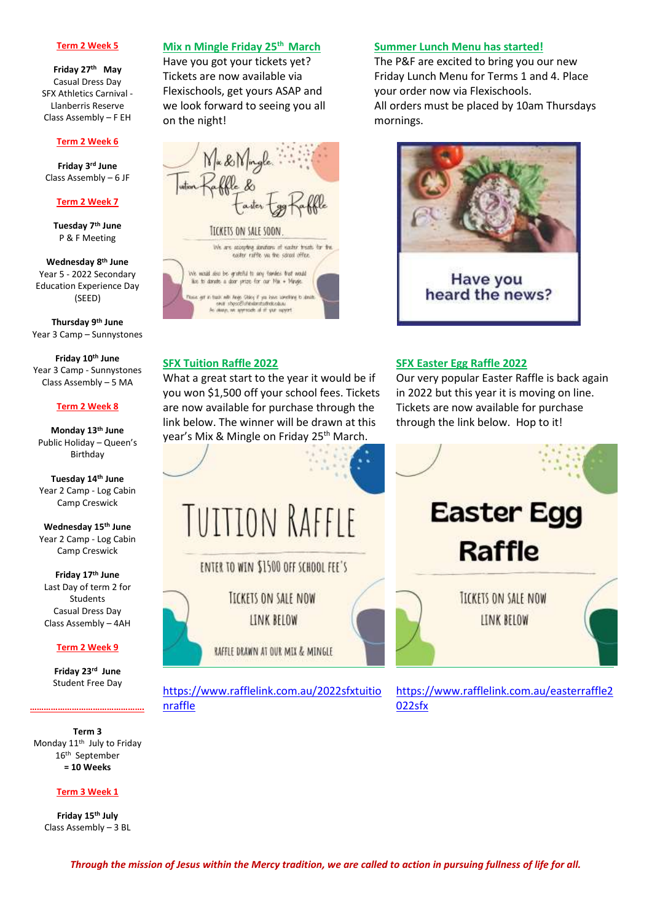**Term 2 Week 5**

**Friday 27th May**
Casual Dress Day
SFX Athletics Carnival - Llanberris Reserve
Class Assembly – F EH

**Term 2 Week 6**

**Friday 3rd June**
Class Assembly – 6 JF

**Term 2 Week 7**

**Tuesday 7th June**
P & F Meeting

**Wednesday 8th June**
Year 5 - 2022 Secondary Education Experience Day (SEED)

**Thursday 9th June**
Year 3 Camp – Sunnystones

**Friday 10th June**
Year 3 Camp - Sunnystones
Class Assembly – 5 MA

**Term 2 Week 8**

**Monday 13th June**
Public Holiday – Queen's Birthday

**Tuesday 14th June**
Year 2 Camp - Log Cabin Camp Creswick

**Wednesday 15th June**
Year 2 Camp - Log Cabin Camp Creswick

**Friday 17th June**
Last Day of term 2 for Students
Casual Dress Day
Class Assembly – 4AH

**Term 2 Week 9**

**Friday 23rd June**
Student Free Day

---

**Term 3**
Monday 11th July to Friday 16th September
**= 10 Weeks**

**Term 3 Week 1**

**Friday 15th July**
Class Assembly – 3 BL

## Mix n Mingle Friday 25th March

Have you got your tickets yet? Tickets are now available via Flexischools, get yours ASAP and we look forward to seeing you all on the night!

## Summer Lunch Menu has started!

The P&F are excited to bring you our new Friday Lunch Menu for Terms 1 and 4. Place your order now via Flexischools.
All orders must be placed by 10am Thursdays mornings.

## SFX Tuition Raffle 2022

What a great start to the year it would be if you won $1,500 off your school fees. Tickets are now available for purchase through the link below. The winner will be drawn at this year's Mix & Mingle on Friday 25th March.

https://www.rafflelink.com.au/2022sfxtuitionraffle

## SFX Easter Egg Raffle 2022

Our very popular Easter Raffle is back again in 2022 but this year it is moving on line. Tickets are now available for purchase through the link below. Hop to it!

https://www.rafflelink.com.au/easterraffle2022sfx

***Through the mission of Jesus within the Mercy tradition, we are called to action in pursuing fullness of life for all.***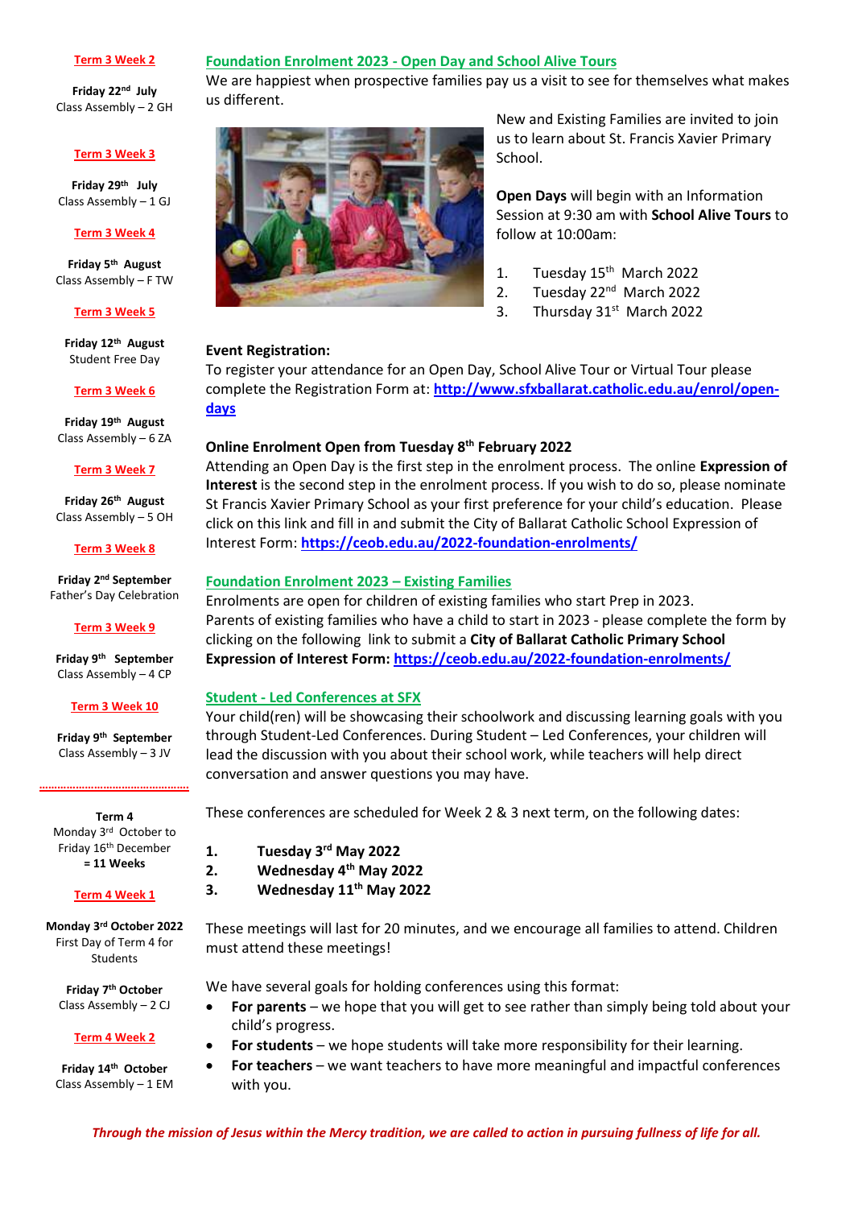**Term 3 Week 2**

**Friday 22nd July**
Class Assembly – 2 GH

**Term 3 Week 3**

**Friday 29th July**
Class Assembly – 1 GJ

**Term 3 Week 4**

**Friday 5th August**
Class Assembly – F TW

**Term 3 Week 5**

**Friday 12th August**
Student Free Day

**Term 3 Week 6**

**Friday 19th August**
Class Assembly – 6 ZA

**Term 3 Week 7**

**Friday 26th August**
Class Assembly – 5 OH

**Term 3 Week 8**

**Friday 2nd September**
Father's Day Celebration

**Term 3 Week 9**

**Friday 9th September**
Class Assembly – 4 CP

**Term 3 Week 10**

**Friday 9th September**
Class Assembly – 3 JV

**Term 4**
Monday 3rd October to Friday 16th December
**= 11 Weeks**

**Term 4 Week 1**

**Monday 3rd October 2022**
First Day of Term 4 for Students

**Friday 7th October**
Class Assembly – 2 CJ

**Term 4 Week 2**

**Friday 14th October**
Class Assembly – 1 EM

## Foundation Enrolment 2023 - Open Day and School Alive Tours

We are happiest when prospective families pay us a visit to see for themselves what makes us different.

New and Existing Families are invited to join us to learn about St. Francis Xavier Primary School.

**Open Days** will begin with an Information Session at 9:30 am with **School Alive Tours** to follow at 10:00am:

1. Tuesday 15th March 2022
2. Tuesday 22nd March 2022
3. Thursday 31st March 2022

**Event Registration:**
To register your attendance for an Open Day, School Alive Tour or Virtual Tour please complete the Registration Form at: **http://www.sfxballarat.catholic.edu.au/enrol/open-days**

**Online Enrolment Open from Tuesday 8th February 2022**
Attending an Open Day is the first step in the enrolment process. The online **Expression of Interest** is the second step in the enrolment process. If you wish to do so, please nominate St Francis Xavier Primary School as your first preference for your child's education. Please click on this link and fill in and submit the City of Ballarat Catholic School Expression of Interest Form: **https://ceob.edu.au/2022-foundation-enrolments/**

## Foundation Enrolment 2023 – Existing Families

Enrolments are open for children of existing families who start Prep in 2023.
Parents of existing families who have a child to start in 2023 - please complete the form by clicking on the following link to submit a **City of Ballarat Catholic Primary School Expression of Interest Form: https://ceob.edu.au/2022-foundation-enrolments/**

## Student - Led Conferences at SFX

Your child(ren) will be showcasing their schoolwork and discussing learning goals with you through Student-Led Conferences. During Student – Led Conferences, your children will lead the discussion with you about their school work, while teachers will help direct conversation and answer questions you may have.

These conferences are scheduled for Week 2 & 3 next term, on the following dates:

1. **Tuesday 3rd May 2022**
2. **Wednesday 4th May 2022**
3. **Wednesday 11th May 2022**

These meetings will last for 20 minutes, and we encourage all families to attend. Children must attend these meetings!

We have several goals for holding conferences using this format:

- **For parents** – we hope that you will get to see rather than simply being told about your child's progress.
- **For students** – we hope students will take more responsibility for their learning.
- **For teachers** – we want teachers to have more meaningful and impactful conferences with you.

*Through the mission of Jesus within the Mercy tradition, we are called to action in pursuing fullness of life for all.*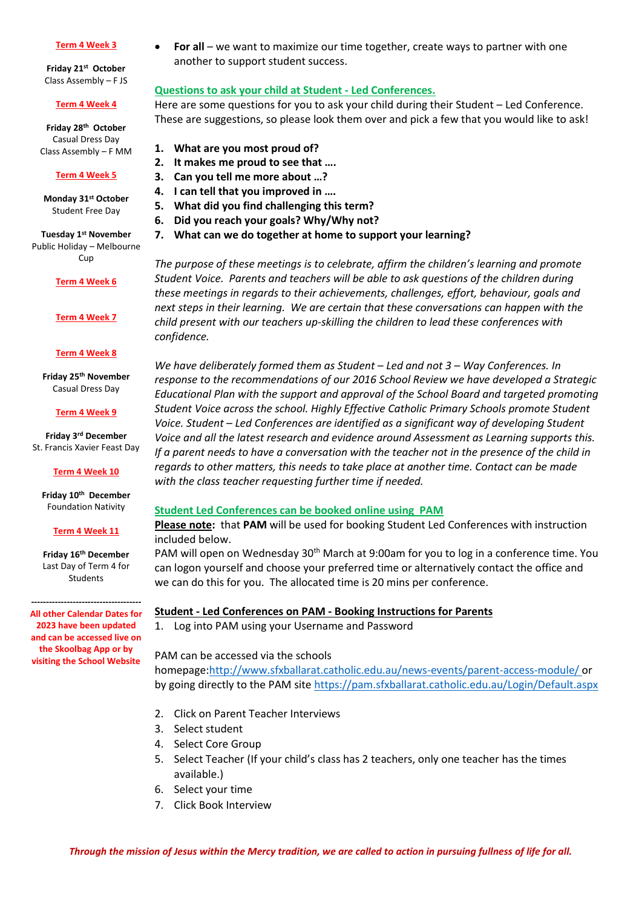**Term 4 Week 3**

**Friday 21st October**
Class Assembly – F JS

**Term 4 Week 4**

**Friday 28th October**
Casual Dress Day
Class Assembly – F MM

**Term 4 Week 5**

**Monday 31st October**
Student Free Day

**Tuesday 1st November**
Public Holiday – Melbourne Cup

**Term 4 Week 6**

**Term 4 Week 7**

**Term 4 Week 8**

**Friday 25th November**
Casual Dress Day

**Term 4 Week 9**

**Friday 3rd December**
St. Francis Xavier Feast Day

**Term 4 Week 10**

**Friday 10th December**
Foundation Nativity

**Term 4 Week 11**

**Friday 16th December**
Last Day of Term 4 for Students

---

**All other Calendar Dates for 2023 have been updated and can be accessed live on the Skoolbag App or by visiting the School Website**

- **For all** – we want to maximize our time together, create ways to partner with one another to support student success.

## Questions to ask your child at Student - Led Conferences.

Here are some questions for you to ask your child during their Student – Led Conference. These are suggestions, so please look them over and pick a few that you would like to ask!

1. **What are you most proud of?**
2. **It makes me proud to see that ….**
3. **Can you tell me more about …?**
4. **I can tell that you improved in ….**
5. **What did you find challenging this term?**
6. **Did you reach your goals? Why/Why not?**
7. **What can we do together at home to support your learning?**

*The purpose of these meetings is to celebrate, affirm the children's learning and promote Student Voice. Parents and teachers will be able to ask questions of the children during these meetings in regards to their achievements, challenges, effort, behaviour, goals and next steps in their learning. We are certain that these conversations can happen with the child present with our teachers up-skilling the children to lead these conferences with confidence.*

*We have deliberately formed them as Student – Led and not 3 – Way Conferences. In response to the recommendations of our 2016 School Review we have developed a Strategic Educational Plan with the support and approval of the School Board and targeted promoting Student Voice across the school. Highly Effective Catholic Primary Schools promote Student Voice. Student – Led Conferences are identified as a significant way of developing Student Voice and all the latest research and evidence around Assessment as Learning supports this. If a parent needs to have a conversation with the teacher not in the presence of the child in regards to other matters, this needs to take place at another time. Contact can be made with the class teacher requesting further time if needed.*

## Student Led Conferences can be booked online using PAM

**Please note:** that **PAM** will be used for booking Student Led Conferences with instruction included below.
PAM will open on Wednesday 30th March at 9:00am for you to log in a conference time. You can logon yourself and choose your preferred time or alternatively contact the office and we can do this for you. The allocated time is 20 mins per conference.

### Student - Led Conferences on PAM - Booking Instructions for Parents

1. Log into PAM using your Username and Password

PAM can be accessed via the schools homepage:http://www.sfxballarat.catholic.edu.au/news-events/parent-access-module/ or by going directly to the PAM site https://pam.sfxballarat.catholic.edu.au/Login/Default.aspx

2. Click on Parent Teacher Interviews
3. Select student
4. Select Core Group
5. Select Teacher (If your child's class has 2 teachers, only one teacher has the times available.)
6. Select your time
7. Click Book Interview

***Through the mission of Jesus within the Mercy tradition, we are called to action in pursuing fullness of life for all.***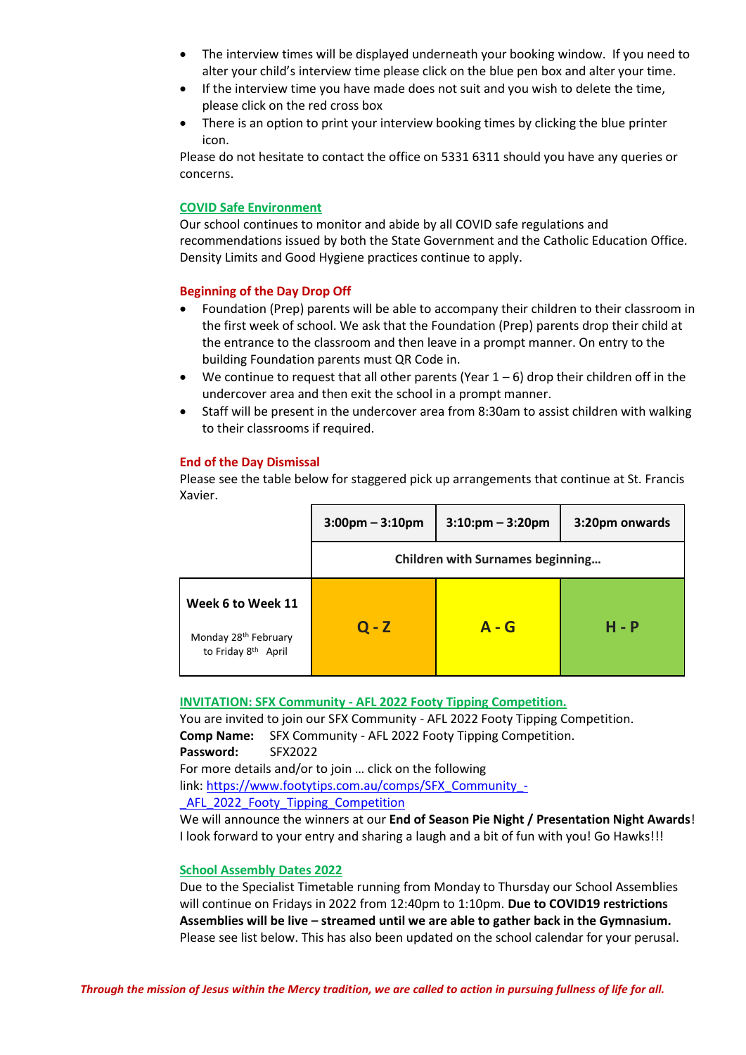- The interview times will be displayed underneath your booking window. If you need to alter your child's interview time please click on the blue pen box and alter your time.
- If the interview time you have made does not suit and you wish to delete the time, please click on the red cross box
- There is an option to print your interview booking times by clicking the blue printer icon.

Please do not hesitate to contact the office on 5331 6311 should you have any queries or concerns.

**COVID Safe Environment**

Our school continues to monitor and abide by all COVID safe regulations and recommendations issued by both the State Government and the Catholic Education Office. Density Limits and Good Hygiene practices continue to apply.

**Beginning of the Day Drop Off**

- Foundation (Prep) parents will be able to accompany their children to their classroom in the first week of school. We ask that the Foundation (Prep) parents drop their child at the entrance to the classroom and then leave in a prompt manner. On entry to the building Foundation parents must QR Code in.
- We continue to request that all other parents (Year 1 – 6) drop their children off in the undercover area and then exit the school in a prompt manner.
- Staff will be present in the undercover area from 8:30am to assist children with walking to their classrooms if required.

**End of the Day Dismissal**

Please see the table below for staggered pick up arrangements that continue at St. Francis Xavier.

| | 3:00pm – 3:10pm | 3:10pm – 3:20pm | 3:20pm onwards |
|---|---|---|---|
| | Children with Surnames beginning… | | |
| **Week 6 to Week 11**<br>Monday 28th February to Friday 8th April | **Q - Z** | **A - G** | **H - P** |

**INVITATION: SFX Community - AFL 2022 Footy Tipping Competition.**

You are invited to join our SFX Community - AFL 2022 Footy Tipping Competition.
**Comp Name:** SFX Community - AFL 2022 Footy Tipping Competition.
**Password:** SFX2022
For more details and/or to join … click on the following link: https://www.footytips.com.au/comps/SFX_Community_-_AFL_2022_Footy_Tipping_Competition
We will announce the winners at our **End of Season Pie Night / Presentation Night Awards**!
I look forward to your entry and sharing a laugh and a bit of fun with you! Go Hawks!!!

**School Assembly Dates 2022**

Due to the Specialist Timetable running from Monday to Thursday our School Assemblies will continue on Fridays in 2022 from 12:40pm to 1:10pm. **Due to COVID19 restrictions Assemblies will be live – streamed until we are able to gather back in the Gymnasium.** Please see list below. This has also been updated on the school calendar for your perusal.

*Through the mission of Jesus within the Mercy tradition, we are called to action in pursuing fullness of life for all.*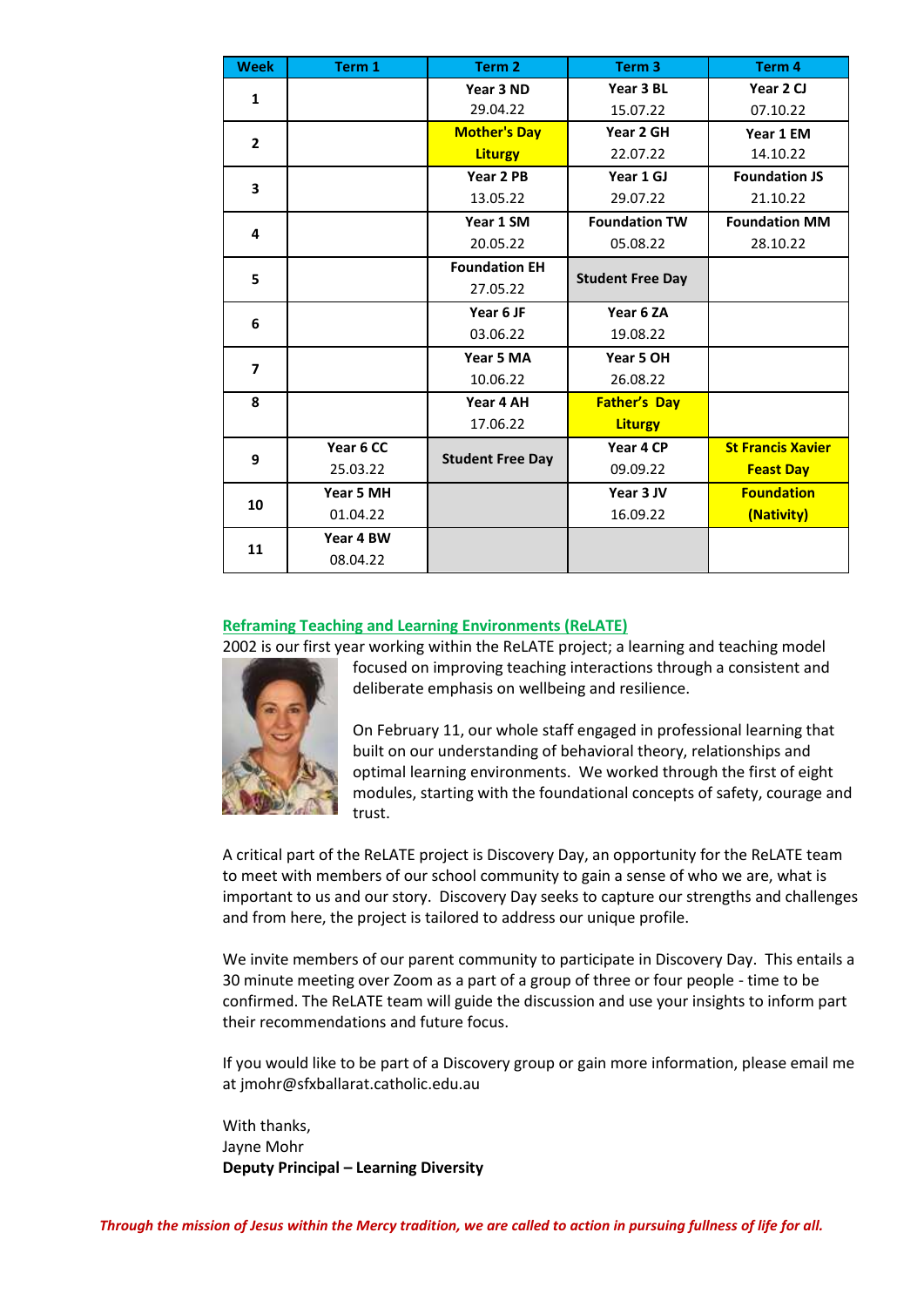| Week | Term 1 | Term 2 | Term 3 | Term 4 |
|---|---|---|---|---|
| 1 | | **Year 3 ND** 29.04.22 | **Year 3 BL** 15.07.22 | **Year 2 CJ** 07.10.22 |
| 2 | | **Mother's Day Liturgy** | **Year 2 GH** 22.07.22 | **Year 1 EM** 14.10.22 |
| 3 | | **Year 2 PB** 13.05.22 | **Year 1 GJ** 29.07.22 | **Foundation JS** 21.10.22 |
| 4 | | **Year 1 SM** 20.05.22 | **Foundation TW** 05.08.22 | **Foundation MM** 28.10.22 |
| 5 | | **Foundation EH** 27.05.22 | **Student Free Day** | |
| 6 | | **Year 6 JF** 03.06.22 | **Year 6 ZA** 19.08.22 | |
| 7 | | **Year 5 MA** 10.06.22 | **Year 5 OH** 26.08.22 | |
| 8 | | **Year 4 AH** 17.06.22 | **Father's Day Liturgy** | |
| 9 | **Year 6 CC** 25.03.22 | **Student Free Day** | **Year 4 CP** 09.09.22 | **St Francis Xavier Feast Day** |
| 10 | **Year 5 MH** 01.04.22 | | **Year 3 JV** 16.09.22 | **Foundation (Nativity)** |
| 11 | **Year 4 BW** 08.04.22 | | | |

## Reframing Teaching and Learning Environments (ReLATE)

2002 is our first year working within the ReLATE project; a learning and teaching model focused on improving teaching interactions through a consistent and deliberate emphasis on wellbeing and resilience.

On February 11, our whole staff engaged in professional learning that built on our understanding of behavioral theory, relationships and optimal learning environments. We worked through the first of eight modules, starting with the foundational concepts of safety, courage and trust.

A critical part of the ReLATE project is Discovery Day, an opportunity for the ReLATE team to meet with members of our school community to gain a sense of who we are, what is important to us and our story. Discovery Day seeks to capture our strengths and challenges and from here, the project is tailored to address our unique profile.

We invite members of our parent community to participate in Discovery Day. This entails a 30 minute meeting over Zoom as a part of a group of three or four people - time to be confirmed. The ReLATE team will guide the discussion and use your insights to inform part their recommendations and future focus.

If you would like to be part of a Discovery group or gain more information, please email me at jmohr@sfxballarat.catholic.edu.au

With thanks,
Jayne Mohr
**Deputy Principal – Learning Diversity**

***Through the mission of Jesus within the Mercy tradition, we are called to action in pursuing fullness of life for all.***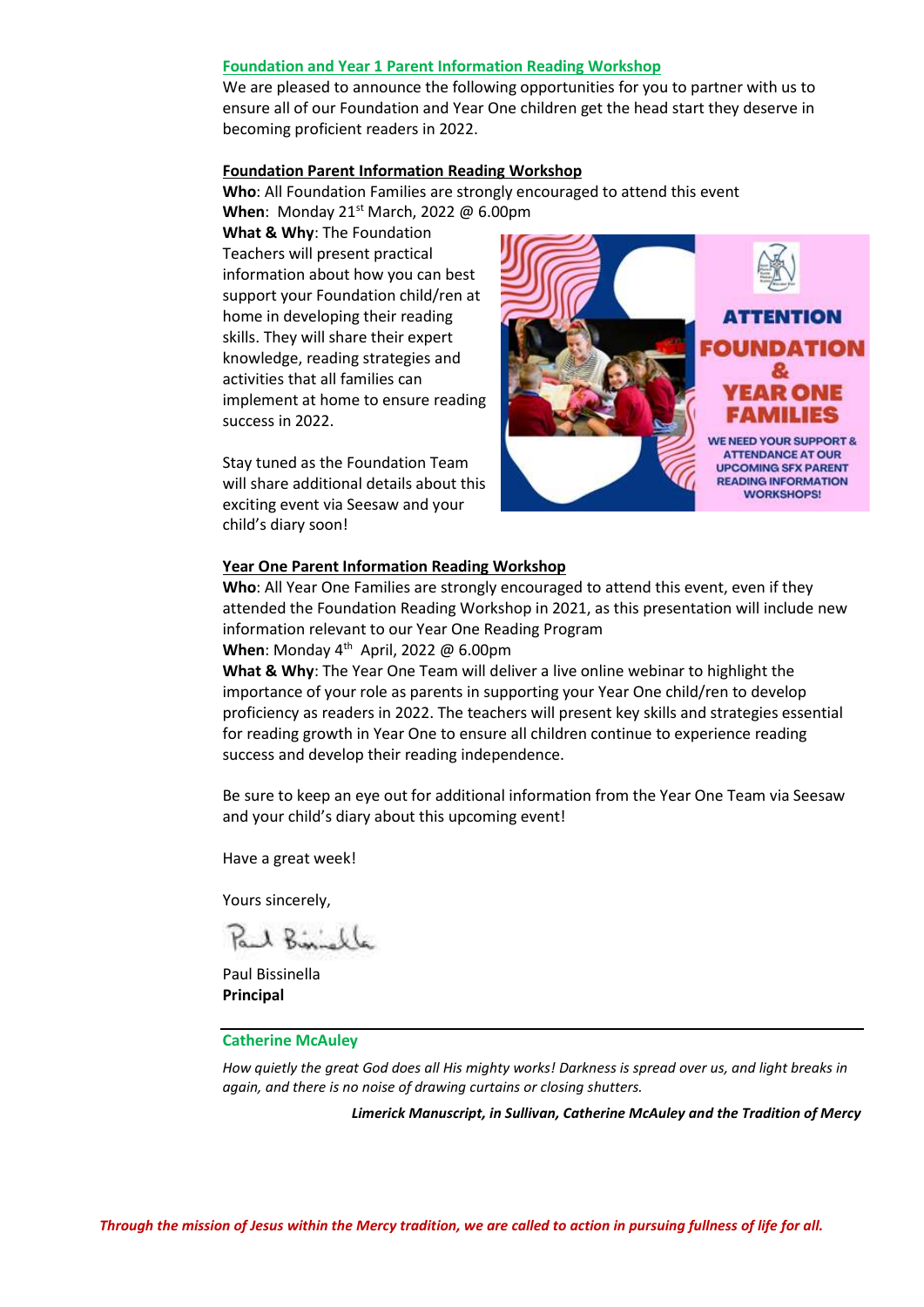## Foundation and Year 1 Parent Information Reading Workshop

We are pleased to announce the following opportunities for you to partner with us to ensure all of our Foundation and Year One children get the head start they deserve in becoming proficient readers in 2022.

### Foundation Parent Information Reading Workshop

**Who**: All Foundation Families are strongly encouraged to attend this event

**When**: Monday 21st March, 2022 @ 6.00pm

**What & Why**: The Foundation Teachers will present practical information about how you can best support your Foundation child/ren at home in developing their reading skills. They will share their expert knowledge, reading strategies and activities that all families can implement at home to ensure reading success in 2022.

Stay tuned as the Foundation Team will share additional details about this exciting event via Seesaw and your child's diary soon!

### Year One Parent Information Reading Workshop

**Who**: All Year One Families are strongly encouraged to attend this event, even if they attended the Foundation Reading Workshop in 2021, as this presentation will include new information relevant to our Year One Reading Program

**When**: Monday 4th April, 2022 @ 6.00pm

**What & Why**: The Year One Team will deliver a live online webinar to highlight the importance of your role as parents in supporting your Year One child/ren to develop proficiency as readers in 2022. The teachers will present key skills and strategies essential for reading growth in Year One to ensure all children continue to experience reading success and develop their reading independence.

Be sure to keep an eye out for additional information from the Year One Team via Seesaw and your child's diary about this upcoming event!

Have a great week!

Yours sincerely,

Paul Bissinella
**Principal**

---

## Catherine McAuley

*How quietly the great God does all His mighty works! Darkness is spread over us, and light breaks in again, and there is no noise of drawing curtains or closing shutters.*

***Limerick Manuscript, in Sullivan, Catherine McAuley and the Tradition of Mercy***

***Through the mission of Jesus within the Mercy tradition, we are called to action in pursuing fullness of life for all.***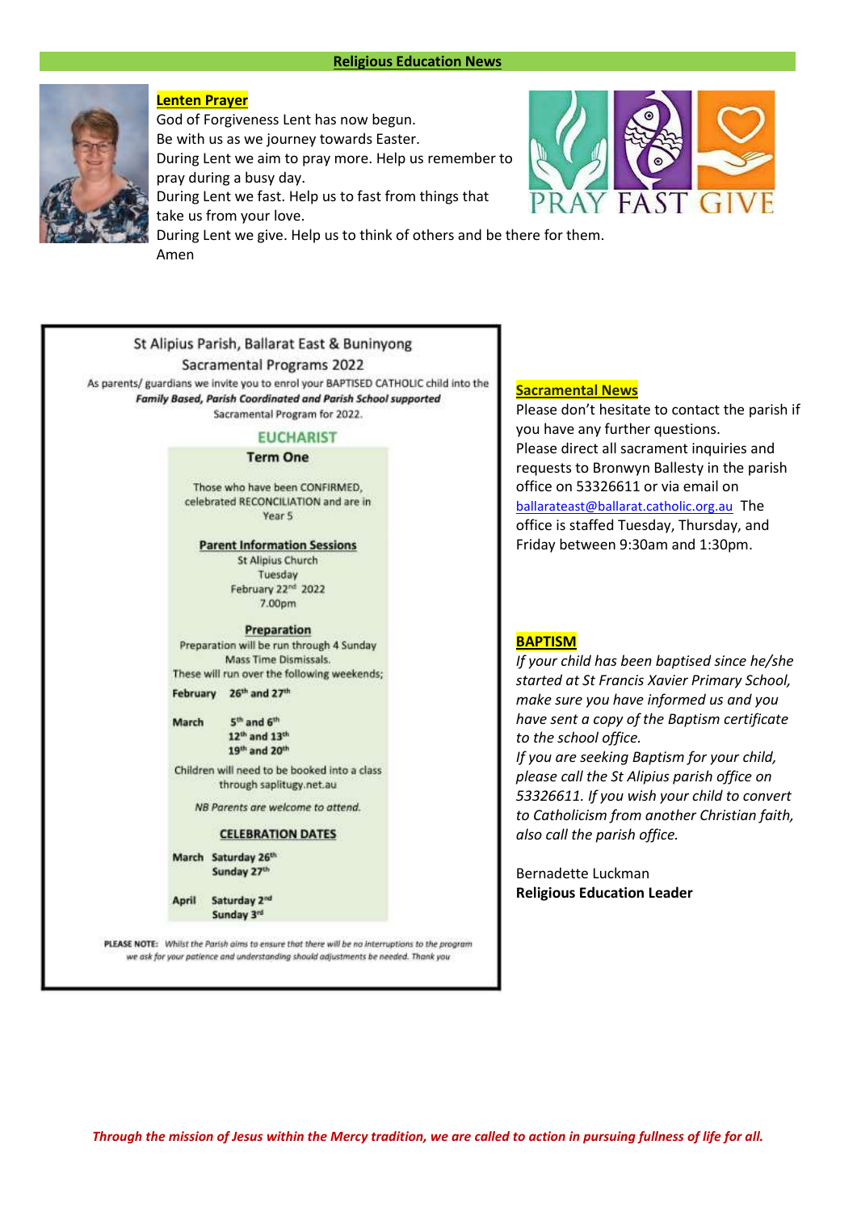## Religious Education News

### Lenten Prayer

God of Forgiveness Lent has now begun.
Be with us as we journey towards Easter.
During Lent we aim to pray more. Help us remember to pray during a busy day.
During Lent we fast. Help us to fast from things that take us from your love.
During Lent we give. Help us to think of others and be there for them.
Amen

PRAY FAST GIVE

St Alipius Parish, Ballarat East & Buninyong

Sacramental Programs 2022

As parents/ guardians we invite you to enrol your BAPTISED CATHOLIC child into the ***Family Based, Parish Coordinated and Parish School supported*** Sacramental Program for 2022.

**EUCHARIST**

**Term One**

Those who have been CONFIRMED, celebrated RECONCILIATION and are in Year 5

**Parent Information Sessions**
St Alipius Church
Tuesday
February 22nd 2022
7.00pm

**Preparation**
Preparation will be run through 4 Sunday Mass Time Dismissals.
These will run over the following weekends;

**February** 26th and 27th

**March** 5th and 6th
12th and 13th
19th and 20th

Children will need to be booked into a class through saplitugy.net.au

*NB Parents are welcome to attend.*

**CELEBRATION DATES**

**March** Saturday 26th
Sunday 27th

**April** Saturday 2nd
Sunday 3rd

**PLEASE NOTE:** *Whilst the Parish aims to ensure that there will be no interruptions to the program we ask for your patience and understanding should adjustments be needed. Thank you*

### Sacramental News

Please don't hesitate to contact the parish if you have any further questions.
Please direct all sacrament inquiries and requests to Bronwyn Ballesty in the parish office on 53326611 or via email on ballarateast@ballarat.catholic.org.au The office is staffed Tuesday, Thursday, and Friday between 9:30am and 1:30pm.

### BAPTISM

*If your child has been baptised since he/she started at St Francis Xavier Primary School, make sure you have informed us and you have sent a copy of the Baptism certificate to the school office.*
*If you are seeking Baptism for your child, please call the St Alipius parish office on 53326611. If you wish your child to convert to Catholicism from another Christian faith, also call the parish office.*

Bernadette Luckman
**Religious Education Leader**

***Through the mission of Jesus within the Mercy tradition, we are called to action in pursuing fullness of life for all.***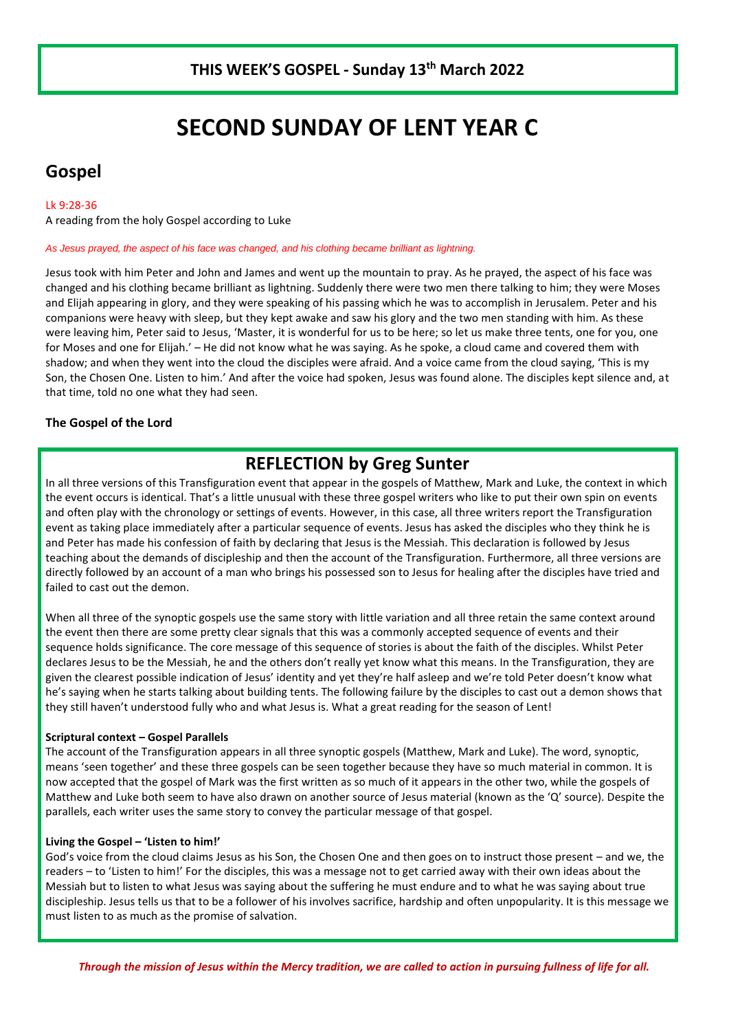## THIS WEEK'S GOSPEL - Sunday 13th March 2022

# SECOND SUNDAY OF LENT YEAR C

## Gospel

Lk 9:28-36

A reading from the holy Gospel according to Luke

*As Jesus prayed, the aspect of his face was changed, and his clothing became brilliant as lightning.*

Jesus took with him Peter and John and James and went up the mountain to pray. As he prayed, the aspect of his face was changed and his clothing became brilliant as lightning. Suddenly there were two men there talking to him; they were Moses and Elijah appearing in glory, and they were speaking of his passing which he was to accomplish in Jerusalem. Peter and his companions were heavy with sleep, but they kept awake and saw his glory and the two men standing with him. As these were leaving him, Peter said to Jesus, 'Master, it is wonderful for us to be here; so let us make three tents, one for you, one for Moses and one for Elijah.' – He did not know what he was saying. As he spoke, a cloud came and covered them with shadow; and when they went into the cloud the disciples were afraid. And a voice came from the cloud saying, 'This is my Son, the Chosen One. Listen to him.' And after the voice had spoken, Jesus was found alone. The disciples kept silence and, at that time, told no one what they had seen.

**The Gospel of the Lord**

## REFLECTION by Greg Sunter

In all three versions of this Transfiguration event that appear in the gospels of Matthew, Mark and Luke, the context in which the event occurs is identical. That's a little unusual with these three gospel writers who like to put their own spin on events and often play with the chronology or settings of events. However, in this case, all three writers report the Transfiguration event as taking place immediately after a particular sequence of events. Jesus has asked the disciples who they think he is and Peter has made his confession of faith by declaring that Jesus is the Messiah. This declaration is followed by Jesus teaching about the demands of discipleship and then the account of the Transfiguration. Furthermore, all three versions are directly followed by an account of a man who brings his possessed son to Jesus for healing after the disciples have tried and failed to cast out the demon.

When all three of the synoptic gospels use the same story with little variation and all three retain the same context around the event then there are some pretty clear signals that this was a commonly accepted sequence of events and their sequence holds significance. The core message of this sequence of stories is about the faith of the disciples. Whilst Peter declares Jesus to be the Messiah, he and the others don't really yet know what this means. In the Transfiguration, they are given the clearest possible indication of Jesus' identity and yet they're half asleep and we're told Peter doesn't know what he's saying when he starts talking about building tents. The following failure by the disciples to cast out a demon shows that they still haven't understood fully who and what Jesus is. What a great reading for the season of Lent!

**Scriptural context – Gospel Parallels**

The account of the Transfiguration appears in all three synoptic gospels (Matthew, Mark and Luke). The word, synoptic, means 'seen together' and these three gospels can be seen together because they have so much material in common. It is now accepted that the gospel of Mark was the first written as so much of it appears in the other two, while the gospels of Matthew and Luke both seem to have also drawn on another source of Jesus material (known as the 'Q' source). Despite the parallels, each writer uses the same story to convey the particular message of that gospel.

**Living the Gospel – 'Listen to him!'**

God's voice from the cloud claims Jesus as his Son, the Chosen One and then goes on to instruct those present – and we, the readers – to 'Listen to him!' For the disciples, this was a message not to get carried away with their own ideas about the Messiah but to listen to what Jesus was saying about the suffering he must endure and to what he was saying about true discipleship. Jesus tells us that to be a follower of his involves sacrifice, hardship and often unpopularity. It is this message we must listen to as much as the promise of salvation.

***Through the mission of Jesus within the Mercy tradition, we are called to action in pursuing fullness of life for all.***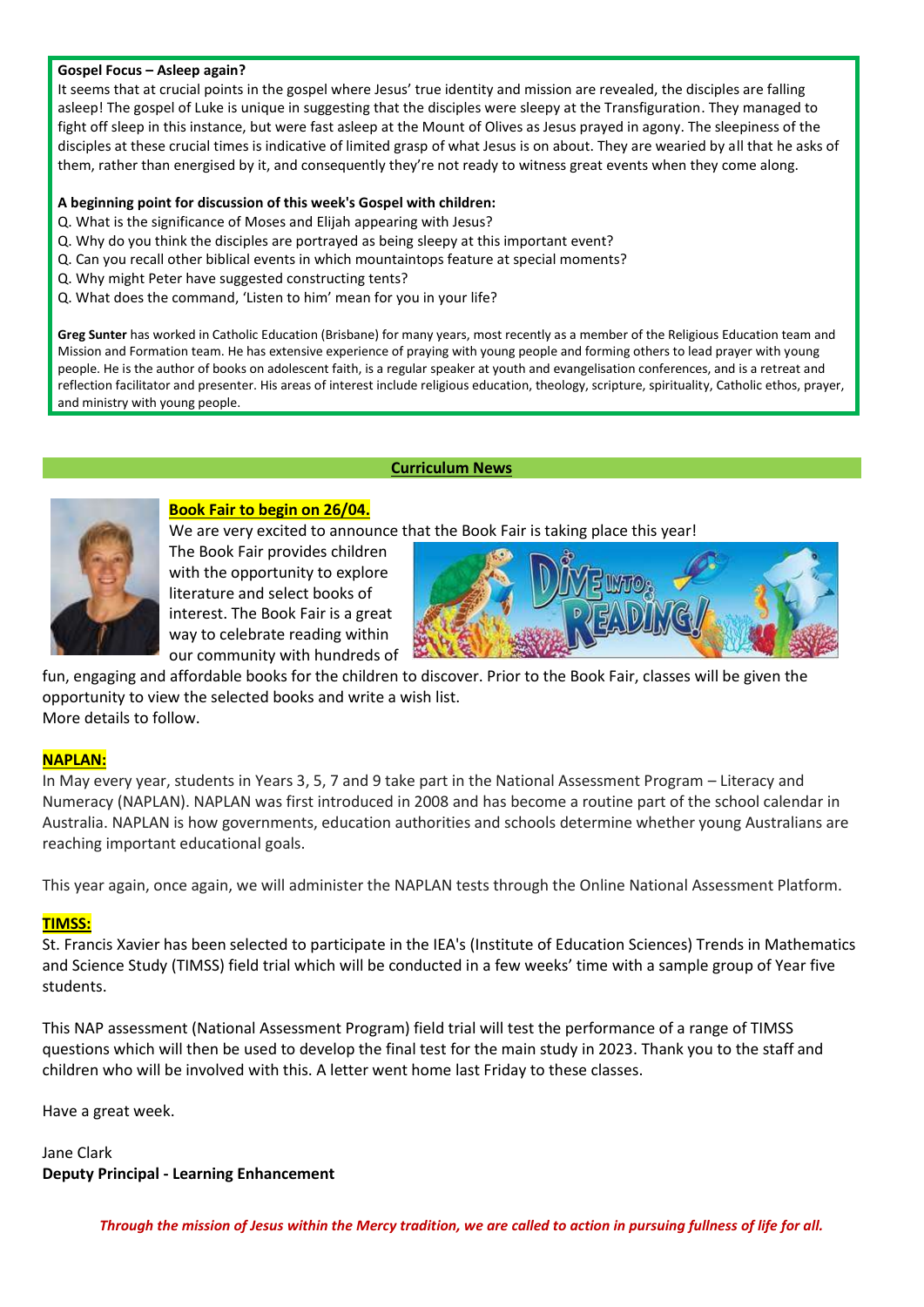**Gospel Focus – Asleep again?**

It seems that at crucial points in the gospel where Jesus' true identity and mission are revealed, the disciples are falling asleep! The gospel of Luke is unique in suggesting that the disciples were sleepy at the Transfiguration. They managed to fight off sleep in this instance, but were fast asleep at the Mount of Olives as Jesus prayed in agony. The sleepiness of the disciples at these crucial times is indicative of limited grasp of what Jesus is on about. They are wearied by all that he asks of them, rather than energised by it, and consequently they're not ready to witness great events when they come along.

**A beginning point for discussion of this week's Gospel with children:**

Q. What is the significance of Moses and Elijah appearing with Jesus?
Q. Why do you think the disciples are portrayed as being sleepy at this important event?
Q. Can you recall other biblical events in which mountaintops feature at special moments?
Q. Why might Peter have suggested constructing tents?
Q. What does the command, 'Listen to him' mean for you in your life?

**Greg Sunter** has worked in Catholic Education (Brisbane) for many years, most recently as a member of the Religious Education team and Mission and Formation team. He has extensive experience of praying with young people and forming others to lead prayer with young people. He is the author of books on adolescent faith, is a regular speaker at youth and evangelisation conferences, and is a retreat and reflection facilitator and presenter. His areas of interest include religious education, theology, scripture, spirituality, Catholic ethos, prayer, and ministry with young people.

## Curriculum News

**Book Fair to begin on 26/04.**

We are very excited to announce that the Book Fair is taking place this year! The Book Fair provides children with the opportunity to explore literature and select books of interest. The Book Fair is a great way to celebrate reading within our community with hundreds of fun, engaging and affordable books for the children to discover. Prior to the Book Fair, classes will be given the opportunity to view the selected books and write a wish list.
More details to follow.

**NAPLAN:**

In May every year, students in Years 3, 5, 7 and 9 take part in the National Assessment Program – Literacy and Numeracy (NAPLAN). NAPLAN was first introduced in 2008 and has become a routine part of the school calendar in Australia. NAPLAN is how governments, education authorities and schools determine whether young Australians are reaching important educational goals.

This year again, once again, we will administer the NAPLAN tests through the Online National Assessment Platform.

**TIMSS:**

St. Francis Xavier has been selected to participate in the IEA's (Institute of Education Sciences) Trends in Mathematics and Science Study (TIMSS) field trial which will be conducted in a few weeks' time with a sample group of Year five students.

This NAP assessment (National Assessment Program) field trial will test the performance of a range of TIMSS questions which will then be used to develop the final test for the main study in 2023. Thank you to the staff and children who will be involved with this. A letter went home last Friday to these classes.

Have a great week.

Jane Clark
**Deputy Principal - Learning Enhancement**

***Through the mission of Jesus within the Mercy tradition, we are called to action in pursuing fullness of life for all.***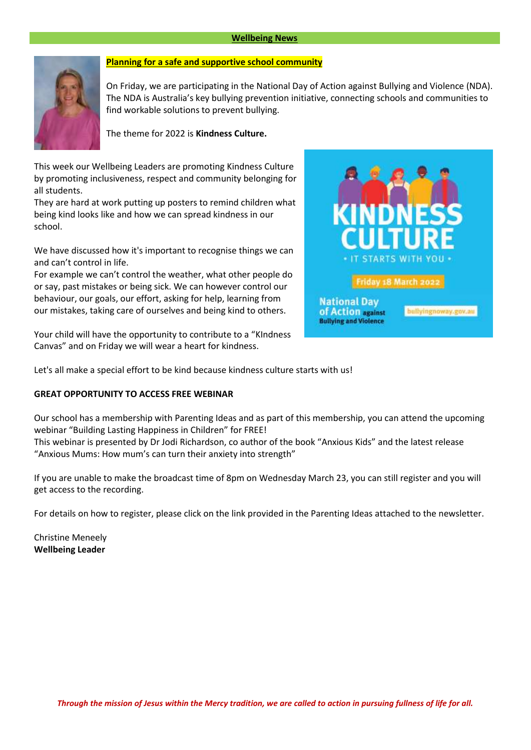## Wellbeing News

### Planning for a safe and supportive school community

On Friday, we are participating in the National Day of Action against Bullying and Violence (NDA). The NDA is Australia's key bullying prevention initiative, connecting schools and communities to find workable solutions to prevent bullying.

The theme for 2022 is **Kindness Culture.**

This week our Wellbeing Leaders are promoting Kindness Culture by promoting inclusiveness, respect and community belonging for all students.
They are hard at work putting up posters to remind children what being kind looks like and how we can spread kindness in our school.

We have discussed how it's important to recognise things we can and can't control in life.
For example we can't control the weather, what other people do or say, past mistakes or being sick. We can however control our behaviour, our goals, our effort, asking for help, learning from our mistakes, taking care of ourselves and being kind to others.

Your child will have the opportunity to contribute to a "KIndness Canvas" and on Friday we will wear a heart for kindness.

Let's all make a special effort to be kind because kindness culture starts with us!

**GREAT OPPORTUNITY TO ACCESS FREE WEBINAR**

Our school has a membership with Parenting Ideas and as part of this membership, you can attend the upcoming webinar "Building Lasting Happiness in Children" for FREE!
This webinar is presented by Dr Jodi Richardson, co author of the book "Anxious Kids" and the latest release "Anxious Mums: How mum's can turn their anxiety into strength"

If you are unable to make the broadcast time of 8pm on Wednesday March 23, you can still register and you will get access to the recording.

For details on how to register, please click on the link provided in the Parenting Ideas attached to the newsletter.

Christine Meneely
**Wellbeing Leader**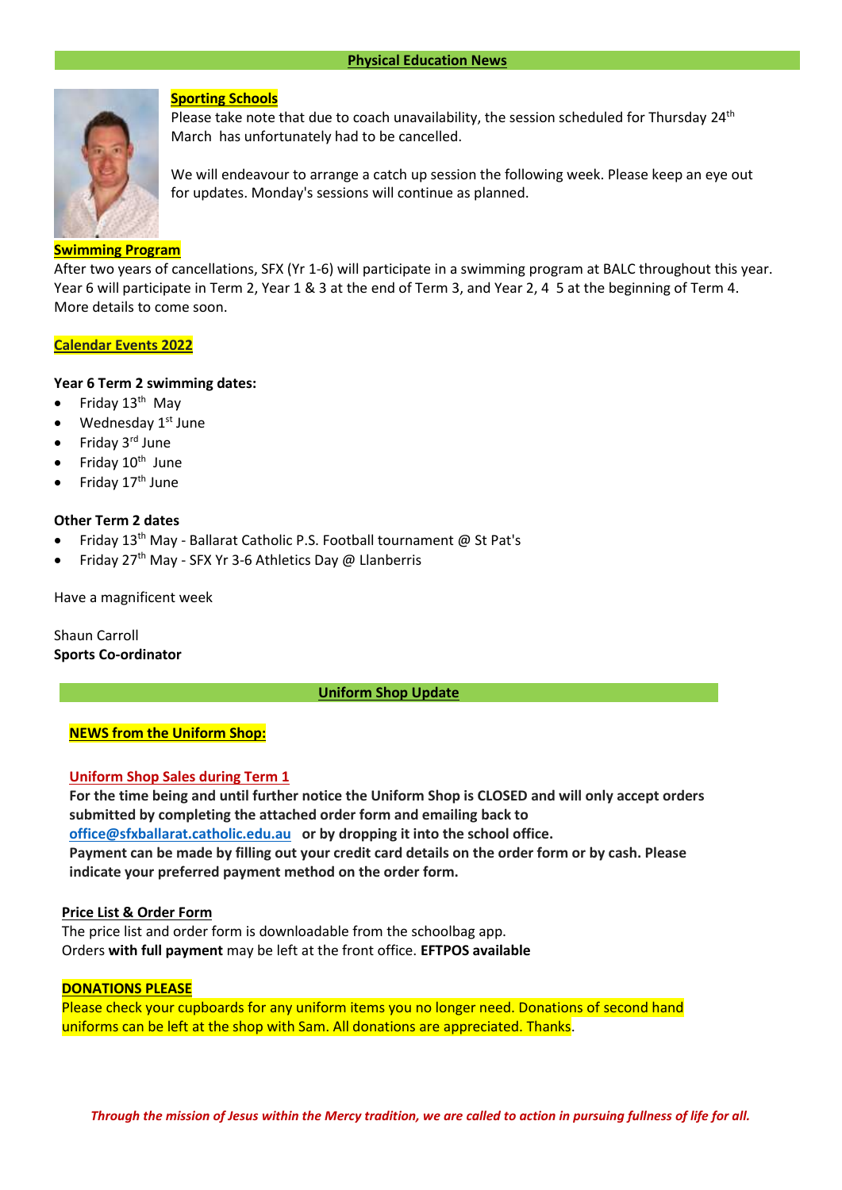## Physical Education News

### Sporting Schools

Please take note that due to coach unavailability, the session scheduled for Thursday 24th March has unfortunately had to be cancelled.

We will endeavour to arrange a catch up session the following week. Please keep an eye out for updates. Monday's sessions will continue as planned.

### Swimming Program

After two years of cancellations, SFX (Yr 1-6) will participate in a swimming program at BALC throughout this year. Year 6 will participate in Term 2, Year 1 & 3 at the end of Term 3, and Year 2, 4 5 at the beginning of Term 4. More details to come soon.

### Calendar Events 2022

**Year 6 Term 2 swimming dates:**

- Friday 13th May
- Wednesday 1st June
- Friday 3rd June
- Friday 10th June
- Friday 17th June

**Other Term 2 dates**

- Friday 13th May - Ballarat Catholic P.S. Football tournament @ St Pat's
- Friday 27th May - SFX Yr 3-6 Athletics Day @ Llanberris

Have a magnificent week

Shaun Carroll
**Sports Co-ordinator**

## Uniform Shop Update

### NEWS from the Uniform Shop:

**Uniform Shop Sales during Term 1**

**For the time being and until further notice the Uniform Shop is CLOSED and will only accept orders submitted by completing the attached order form and emailing back to office@sfxballarat.catholic.edu.au or by dropping it into the school office.**
**Payment can be made by filling out your credit card details on the order form or by cash. Please indicate your preferred payment method on the order form.**

**Price List & Order Form**

The price list and order form is downloadable from the schoolbag app.
Orders **with full payment** may be left at the front office. **EFTPOS available**

**DONATIONS PLEASE**

Please check your cupboards for any uniform items you no longer need. Donations of second hand uniforms can be left at the shop with Sam. All donations are appreciated. Thanks.

***Through the mission of Jesus within the Mercy tradition, we are called to action in pursuing fullness of life for all.***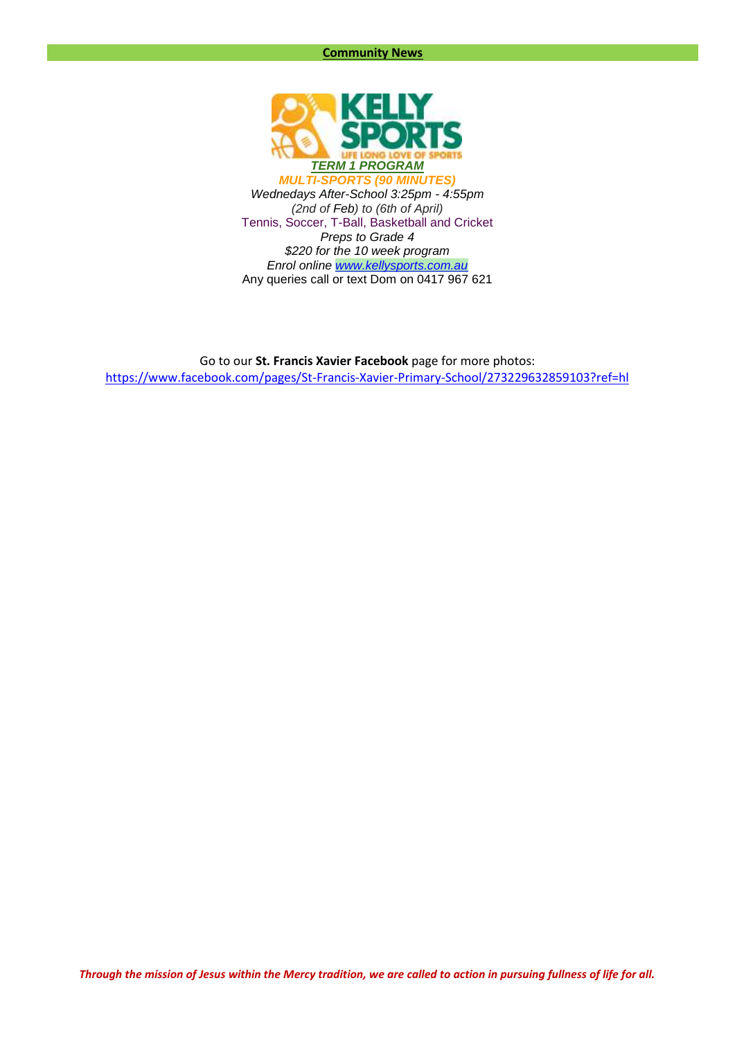## Community News

**KELLY SPORTS**

LIFE LONG LOVE OF SPORTS

***TERM 1 PROGRAM***

***MULTI-SPORTS (90 MINUTES)***

*Wednesdays After-School 3:25pm - 4:55pm*

*(2nd of Feb) to (6th of April)*

Tennis, Soccer, T-Ball, Basketball and Cricket

*Preps to Grade 4*

*$220 for the 10 week program*

*Enrol online [www.kellysports.com.au](www.kellysports.com.au)*

Any queries call or text Dom on 0417 967 621

Go to our **St. Francis Xavier Facebook** page for more photos:
https://www.facebook.com/pages/St-Francis-Xavier-Primary-School/273229632859103?ref=hl

***Through the mission of Jesus within the Mercy tradition, we are called to action in pursuing fullness of life for all.***